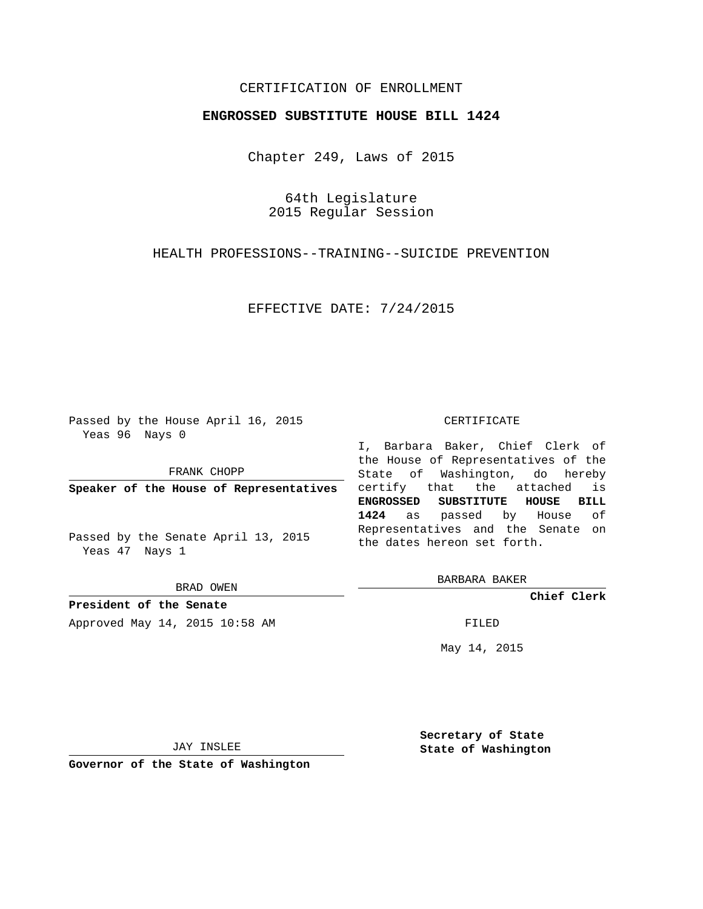CERTIFICATION OF ENROLLMENT

**ENGROSSED SUBSTITUTE HOUSE BILL 1424**

Chapter 249, Laws of 2015

64th Legislature
2015 Regular Session

HEALTH PROFESSIONS--TRAINING--SUICIDE PREVENTION

EFFECTIVE DATE: 7/24/2015

Passed by the House April 16, 2015
Yeas 96 Nays 0

FRANK CHOPP

**Speaker of the House of Representatives**

Passed by the Senate April 13, 2015
Yeas 47 Nays 1

BRAD OWEN

**President of the Senate**

Approved May 14, 2015 10:58 AM

JAY INSLEE

**Governor of the State of Washington**

CERTIFICATE

I, Barbara Baker, Chief Clerk of the House of Representatives of the State of Washington, do hereby certify that the attached is **ENGROSSED SUBSTITUTE HOUSE BILL 1424** as passed by House of Representatives and the Senate on the dates hereon set forth.

BARBARA BAKER

**Chief Clerk**

FILED

May 14, 2015

**Secretary of State**
**State of Washington**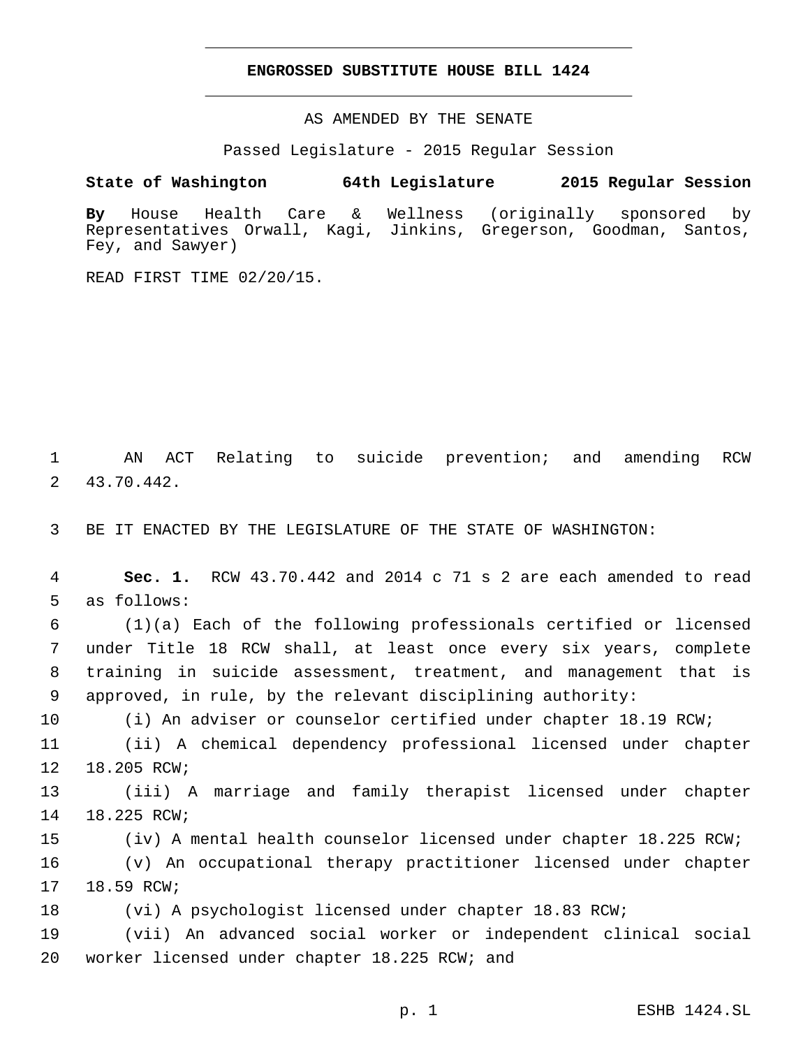**ENGROSSED SUBSTITUTE HOUSE BILL 1424**

AS AMENDED BY THE SENATE

Passed Legislature - 2015 Regular Session

**State of Washington 64th Legislature 2015 Regular Session**

**By** House Health Care & Wellness (originally sponsored by Representatives Orwall, Kagi, Jinkins, Gregerson, Goodman, Santos, Fey, and Sawyer)

READ FIRST TIME 02/20/15.

AN ACT Relating to suicide prevention; and amending RCW 43.70.442.

BE IT ENACTED BY THE LEGISLATURE OF THE STATE OF WASHINGTON:

**Sec. 1.** RCW 43.70.442 and 2014 c 71 s 2 are each amended to read as follows:

(1)(a) Each of the following professionals certified or licensed under Title 18 RCW shall, at least once every six years, complete training in suicide assessment, treatment, and management that is approved, in rule, by the relevant disciplining authority:

(i) An adviser or counselor certified under chapter 18.19 RCW;

(ii) A chemical dependency professional licensed under chapter 18.205 RCW;

(iii) A marriage and family therapist licensed under chapter 18.225 RCW;

(iv) A mental health counselor licensed under chapter 18.225 RCW;

(v) An occupational therapy practitioner licensed under chapter 18.59 RCW;

(vi) A psychologist licensed under chapter 18.83 RCW;

(vii) An advanced social worker or independent clinical social worker licensed under chapter 18.225 RCW; and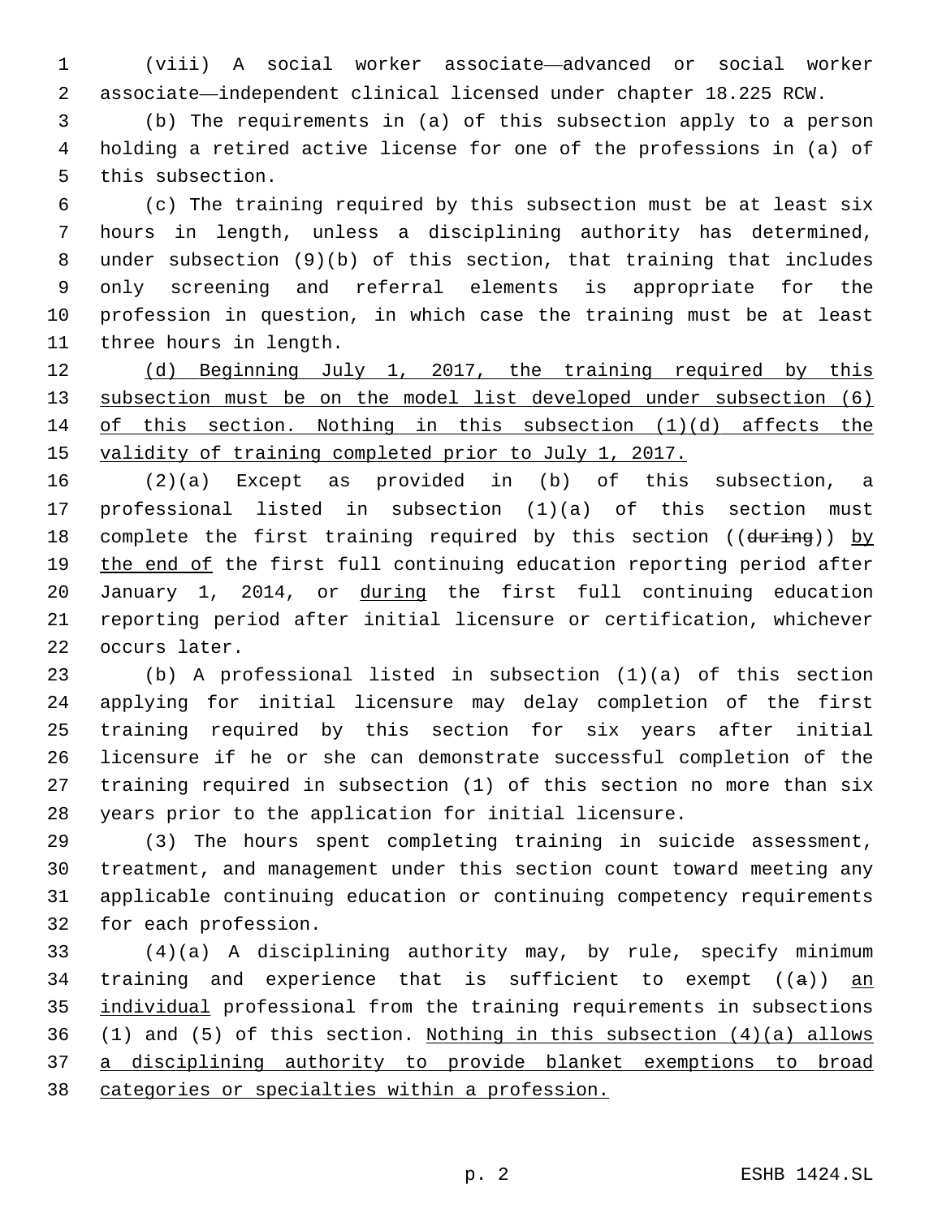(viii) A social worker associate—advanced or social worker associate—independent clinical licensed under chapter 18.225 RCW.

(b) The requirements in (a) of this subsection apply to a person holding a retired active license for one of the professions in (a) of this subsection.

(c) The training required by this subsection must be at least six hours in length, unless a disciplining authority has determined, under subsection (9)(b) of this section, that training that includes only screening and referral elements is appropriate for the profession in question, in which case the training must be at least three hours in length.

(d) Beginning July 1, 2017, the training required by this subsection must be on the model list developed under subsection (6) of this section. Nothing in this subsection (1)(d) affects the validity of training completed prior to July 1, 2017.

(2)(a) Except as provided in (b) of this subsection, a professional listed in subsection (1)(a) of this section must complete the first training required by this section ((~~during~~)) by the end of the first full continuing education reporting period after January 1, 2014, or during the first full continuing education reporting period after initial licensure or certification, whichever occurs later.

(b) A professional listed in subsection (1)(a) of this section applying for initial licensure may delay completion of the first training required by this section for six years after initial licensure if he or she can demonstrate successful completion of the training required in subsection (1) of this section no more than six years prior to the application for initial licensure.

(3) The hours spent completing training in suicide assessment, treatment, and management under this section count toward meeting any applicable continuing education or continuing competency requirements for each profession.

(4)(a) A disciplining authority may, by rule, specify minimum training and experience that is sufficient to exempt ((~~a~~)) an individual professional from the training requirements in subsections (1) and (5) of this section. Nothing in this subsection (4)(a) allows a disciplining authority to provide blanket exemptions to broad categories or specialties within a profession.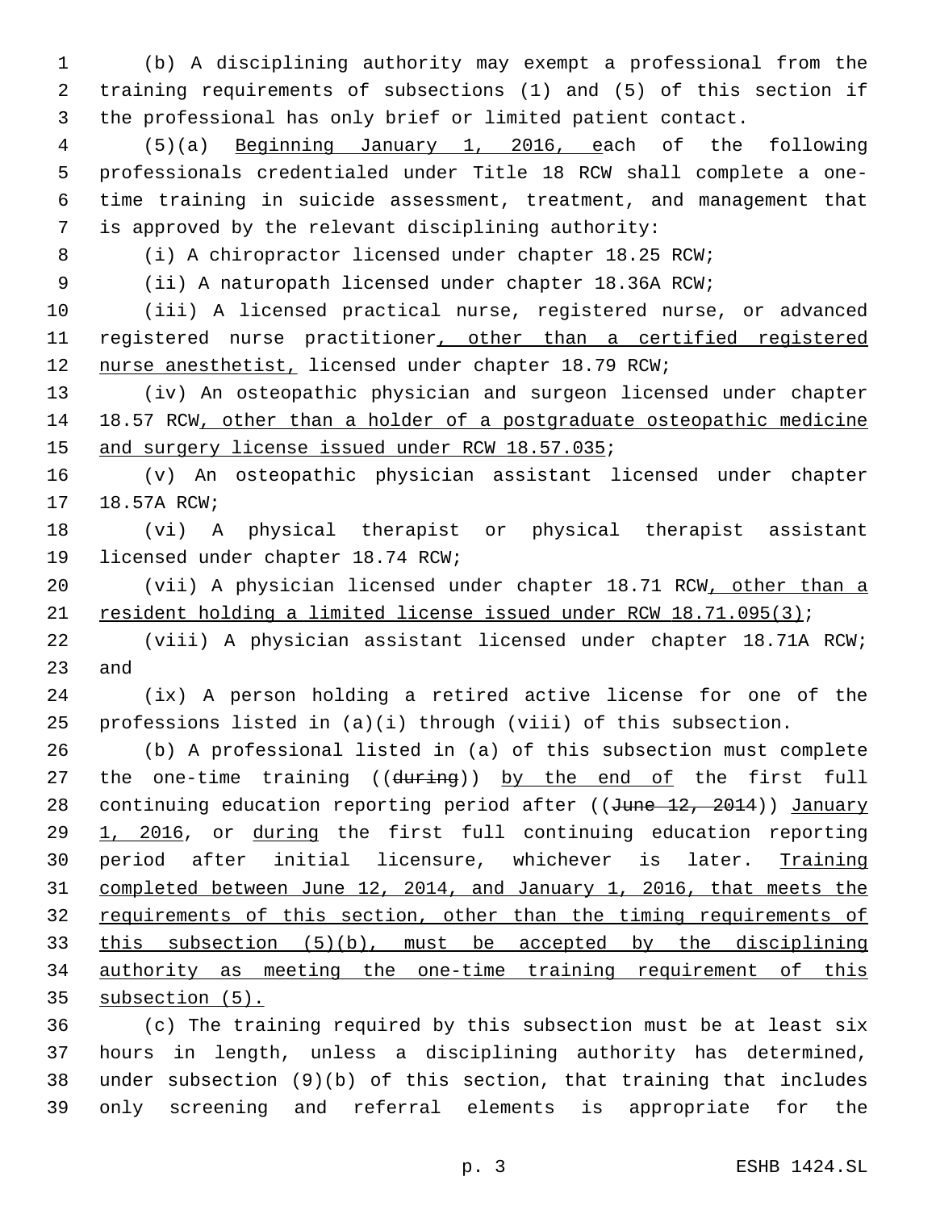(b) A disciplining authority may exempt a professional from the training requirements of subsections (1) and (5) of this section if the professional has only brief or limited patient contact.

(5)(a) Beginning January 1, 2016, each of the following professionals credentialed under Title 18 RCW shall complete a one-time training in suicide assessment, treatment, and management that is approved by the relevant disciplining authority:

(i) A chiropractor licensed under chapter 18.25 RCW;

(ii) A naturopath licensed under chapter 18.36A RCW;

(iii) A licensed practical nurse, registered nurse, or advanced registered nurse practitioner, other than a certified registered nurse anesthetist, licensed under chapter 18.79 RCW;

(iv) An osteopathic physician and surgeon licensed under chapter 18.57 RCW, other than a holder of a postgraduate osteopathic medicine and surgery license issued under RCW 18.57.035;

(v) An osteopathic physician assistant licensed under chapter 18.57A RCW;

(vi) A physical therapist or physical therapist assistant licensed under chapter 18.74 RCW;

(vii) A physician licensed under chapter 18.71 RCW, other than a resident holding a limited license issued under RCW 18.71.095(3);

(viii) A physician assistant licensed under chapter 18.71A RCW; and

(ix) A person holding a retired active license for one of the professions listed in (a)(i) through (viii) of this subsection.

(b) A professional listed in (a) of this subsection must complete the one-time training ((~~during~~)) by the end of the first full continuing education reporting period after ((~~June 12, 2014~~)) January 1, 2016, or during the first full continuing education reporting period after initial licensure, whichever is later. Training completed between June 12, 2014, and January 1, 2016, that meets the requirements of this section, other than the timing requirements of this subsection (5)(b), must be accepted by the disciplining authority as meeting the one-time training requirement of this subsection (5).

(c) The training required by this subsection must be at least six hours in length, unless a disciplining authority has determined, under subsection (9)(b) of this section, that training that includes only screening and referral elements is appropriate for the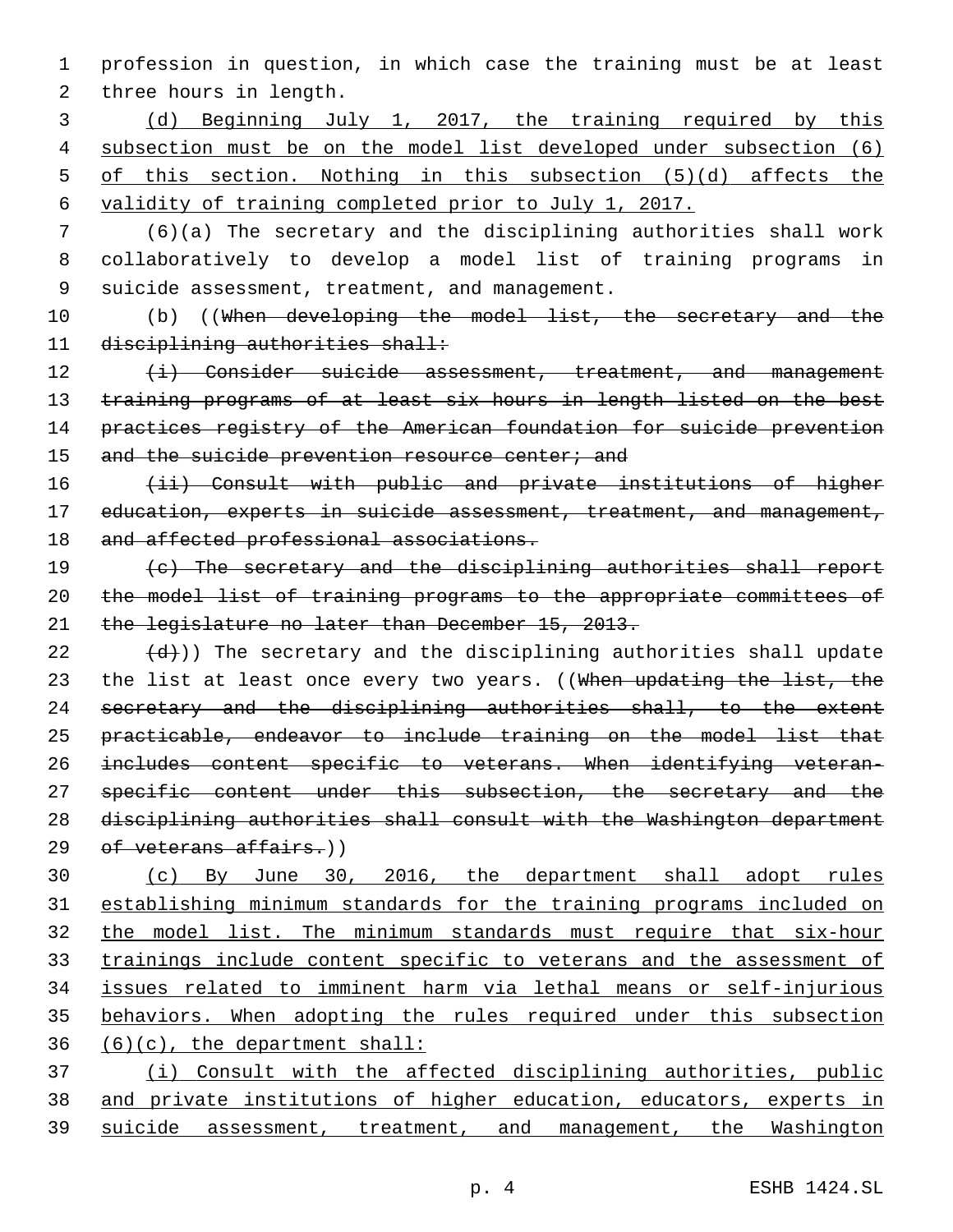profession in question, in which case the training must be at least three hours in length.

(d) Beginning July 1, 2017, the training required by this subsection must be on the model list developed under subsection (6) of this section. Nothing in this subsection (5)(d) affects the validity of training completed prior to July 1, 2017.

(6)(a) The secretary and the disciplining authorities shall work collaboratively to develop a model list of training programs in suicide assessment, treatment, and management.

(b) ((~~When developing the model list, the secretary and the disciplining authorities shall:~~

~~(i) Consider suicide assessment, treatment, and management training programs of at least six hours in length listed on the best practices registry of the American foundation for suicide prevention and the suicide prevention resource center; and~~

~~(ii) Consult with public and private institutions of higher education, experts in suicide assessment, treatment, and management, and affected professional associations.~~

~~(c) The secretary and the disciplining authorities shall report the model list of training programs to the appropriate committees of the legislature no later than December 15, 2013.~~

~~(d)~~)) The secretary and the disciplining authorities shall update the list at least once every two years. ((~~When updating the list, the secretary and the disciplining authorities shall, to the extent practicable, endeavor to include training on the model list that includes content specific to veterans. When identifying veteran-specific content under this subsection, the secretary and the disciplining authorities shall consult with the Washington department of veterans affairs.~~))

(c) By June 30, 2016, the department shall adopt rules establishing minimum standards for the training programs included on the model list. The minimum standards must require that six-hour trainings include content specific to veterans and the assessment of issues related to imminent harm via lethal means or self-injurious behaviors. When adopting the rules required under this subsection (6)(c), the department shall:

(i) Consult with the affected disciplining authorities, public and private institutions of higher education, educators, experts in suicide assessment, treatment, and management, the Washington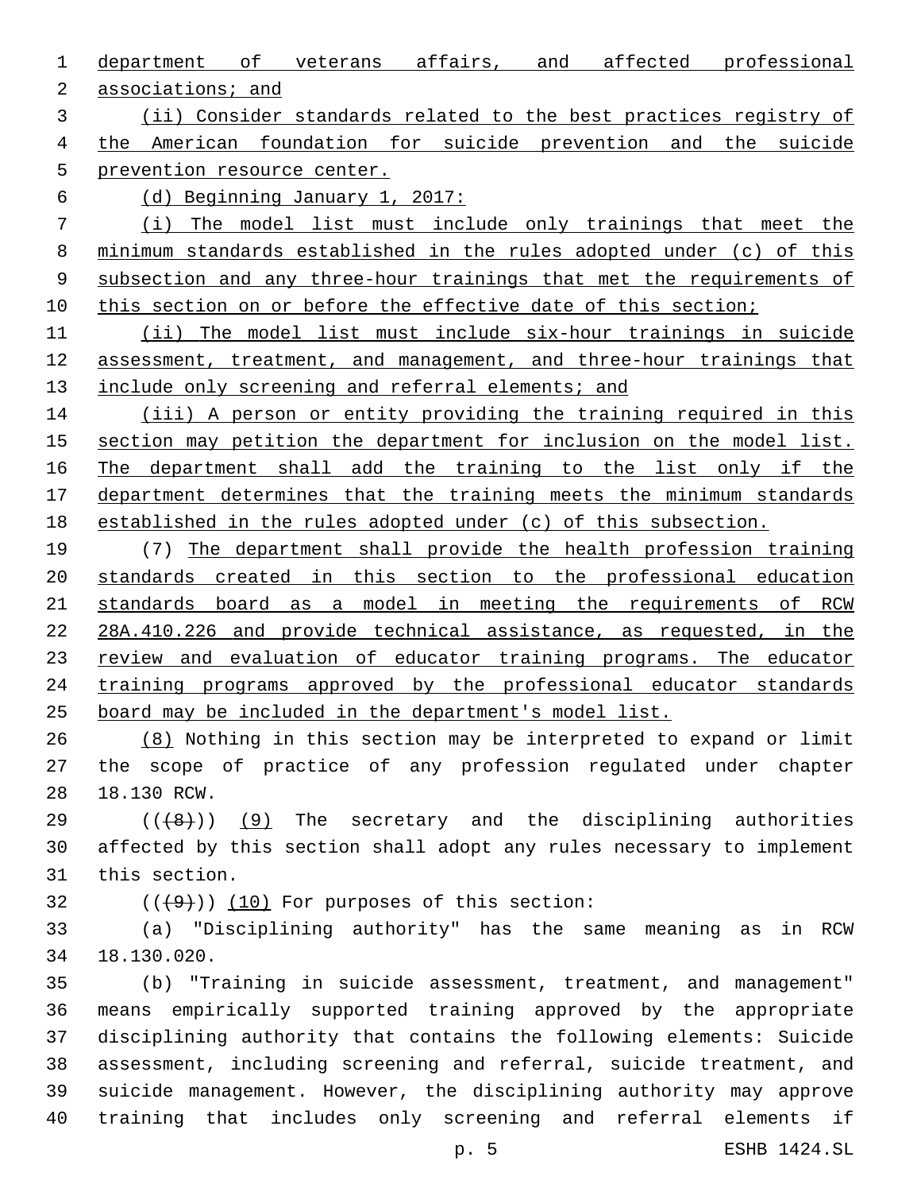department of veterans affairs, and affected professional associations; and

(ii) Consider standards related to the best practices registry of the American foundation for suicide prevention and the suicide prevention resource center.

(d) Beginning January 1, 2017:

(i) The model list must include only trainings that meet the minimum standards established in the rules adopted under (c) of this subsection and any three-hour trainings that met the requirements of this section on or before the effective date of this section;

(ii) The model list must include six-hour trainings in suicide assessment, treatment, and management, and three-hour trainings that include only screening and referral elements; and

(iii) A person or entity providing the training required in this section may petition the department for inclusion on the model list. The department shall add the training to the list only if the department determines that the training meets the minimum standards established in the rules adopted under (c) of this subsection.

(7) The department shall provide the health profession training standards created in this section to the professional education standards board as a model in meeting the requirements of RCW 28A.410.226 and provide technical assistance, as requested, in the review and evaluation of educator training programs. The educator training programs approved by the professional educator standards board may be included in the department's model list.

(8) Nothing in this section may be interpreted to expand or limit the scope of practice of any profession regulated under chapter 18.130 RCW.

~~((8))~~ (9) The secretary and the disciplining authorities affected by this section shall adopt any rules necessary to implement this section.

~~((9))~~ (10) For purposes of this section:

(a) "Disciplining authority" has the same meaning as in RCW 18.130.020.

(b) "Training in suicide assessment, treatment, and management" means empirically supported training approved by the appropriate disciplining authority that contains the following elements: Suicide assessment, including screening and referral, suicide treatment, and suicide management. However, the disciplining authority may approve training that includes only screening and referral elements if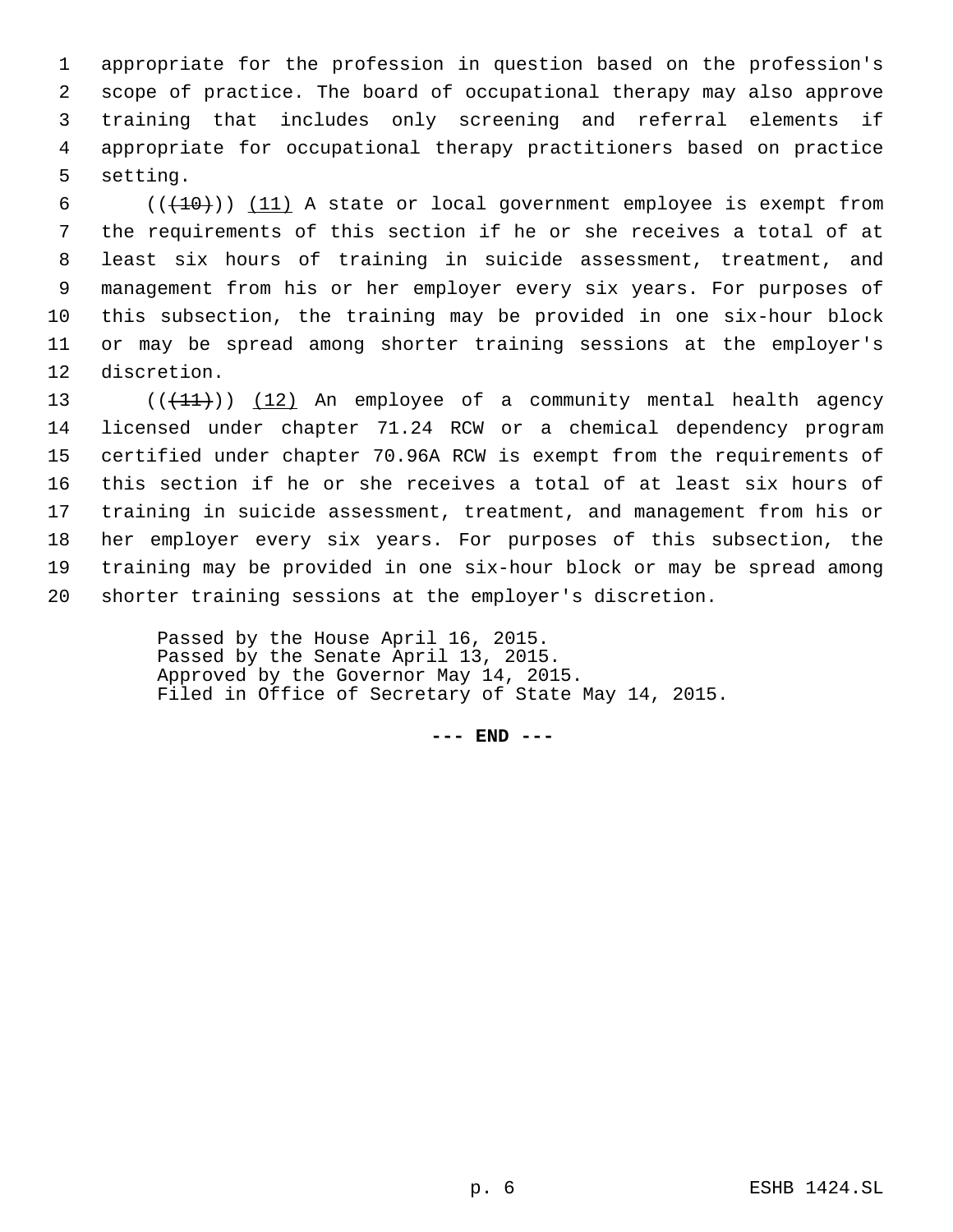appropriate for the profession in question based on the profession's scope of practice. The board of occupational therapy may also approve training that includes only screening and referral elements if appropriate for occupational therapy practitioners based on practice setting.

((~~(10)~~)) (11) A state or local government employee is exempt from the requirements of this section if he or she receives a total of at least six hours of training in suicide assessment, treatment, and management from his or her employer every six years. For purposes of this subsection, the training may be provided in one six-hour block or may be spread among shorter training sessions at the employer's discretion.

((~~(11)~~)) (12) An employee of a community mental health agency licensed under chapter 71.24 RCW or a chemical dependency program certified under chapter 70.96A RCW is exempt from the requirements of this section if he or she receives a total of at least six hours of training in suicide assessment, treatment, and management from his or her employer every six years. For purposes of this subsection, the training may be provided in one six-hour block or may be spread among shorter training sessions at the employer's discretion.

Passed by the House April 16, 2015.
Passed by the Senate April 13, 2015.
Approved by the Governor May 14, 2015.
Filed in Office of Secretary of State May 14, 2015.

**--- END ---**